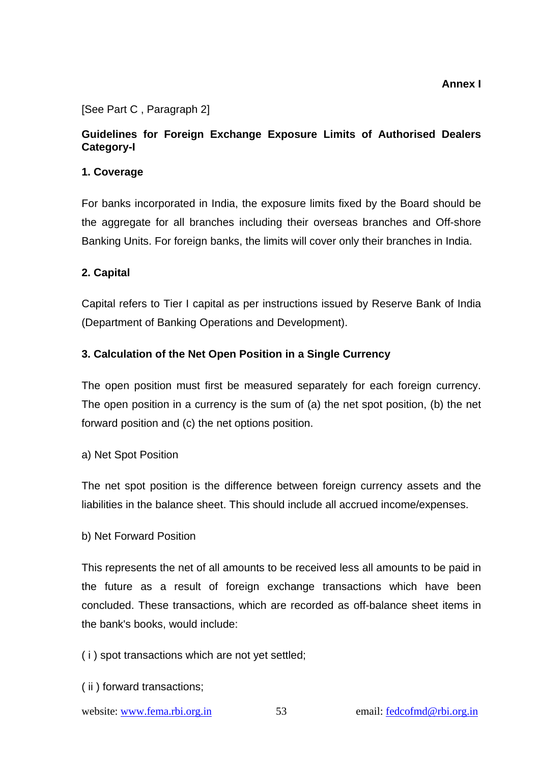**Annex I**

[See Part C , Paragraph 2]

## Guidelines for Foreign Exchange Exposure Limits of Authorised Dealers Category-I

### 1. Coverage

For banks incorporated in India, the exposure limits fixed by the Board should be the aggregate for all branches including their overseas branches and Off-shore Banking Units. For foreign banks, the limits will cover only their branches in India.

### 2. Capital

Capital refers to Tier I capital as per instructions issued by Reserve Bank of India (Department of Banking Operations and Development).

### 3. Calculation of the Net Open Position in a Single Currency

The open position must first be measured separately for each foreign currency. The open position in a currency is the sum of (a) the net spot position, (b) the net forward position and (c) the net options position.

a) Net Spot Position

The net spot position is the difference between foreign currency assets and the liabilities in the balance sheet. This should include all accrued income/expenses.

b) Net Forward Position

This represents the net of all amounts to be received less all amounts to be paid in the future as a result of foreign exchange transactions which have been concluded. These transactions, which are recorded as off-balance sheet items in the bank's books, would include:

( i ) spot transactions which are not yet settled;

( ii ) forward transactions;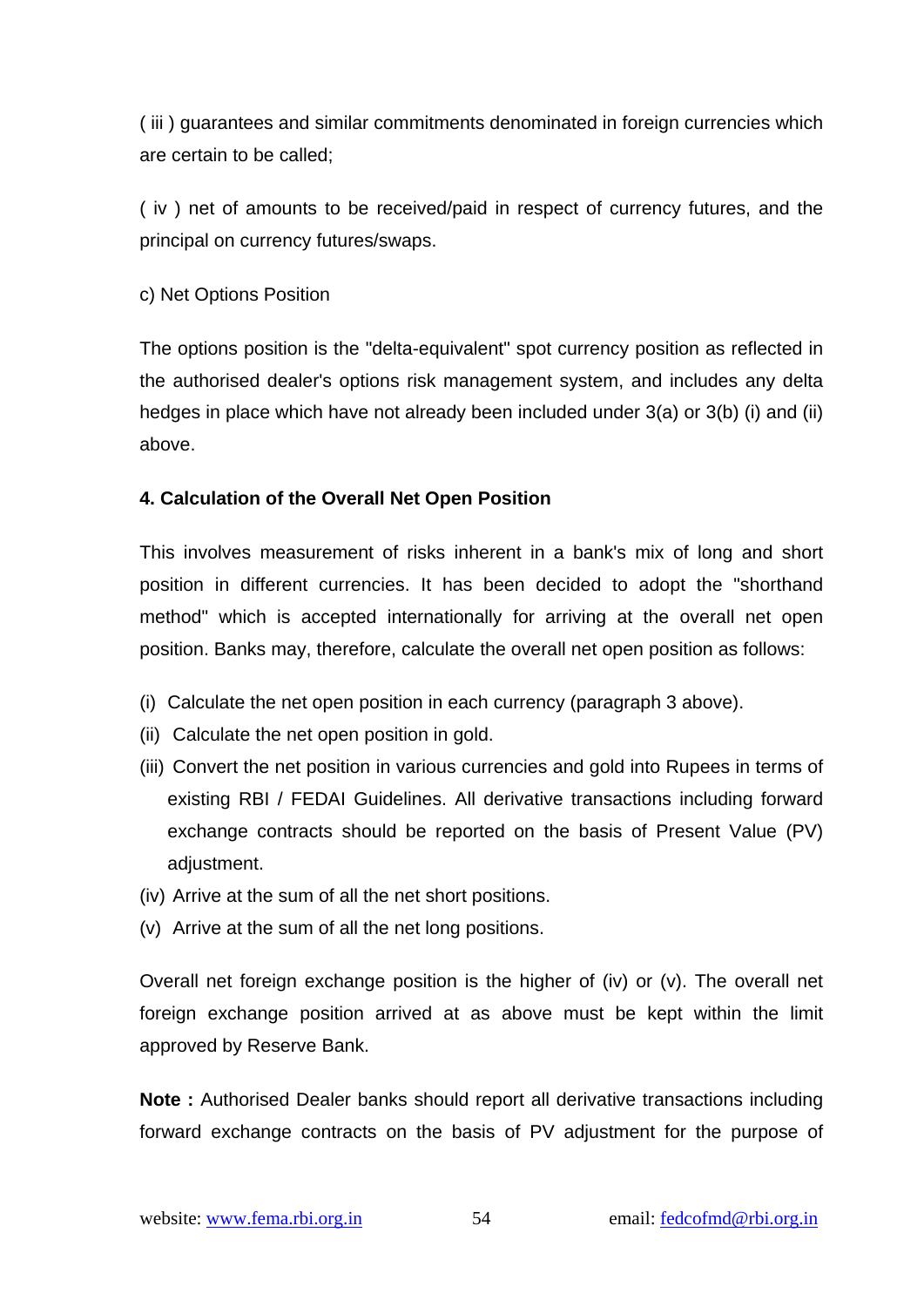( iii ) guarantees and similar commitments denominated in foreign currencies which are certain to be called;

( iv ) net of amounts to be received/paid in respect of currency futures, and the principal on currency futures/swaps.

c) Net Options Position

The options position is the "delta-equivalent" spot currency position as reflected in the authorised dealer's options risk management system, and includes any delta hedges in place which have not already been included under 3(a) or 3(b) (i) and (ii) above.

**4. Calculation of the Overall Net Open Position**

This involves measurement of risks inherent in a bank's mix of long and short position in different currencies. It has been decided to adopt the "shorthand method" which is accepted internationally for arriving at the overall net open position. Banks may, therefore, calculate the overall net open position as follows:

(i) Calculate the net open position in each currency (paragraph 3 above).
(ii) Calculate the net open position in gold.
(iii) Convert the net position in various currencies and gold into Rupees in terms of existing RBI / FEDAI Guidelines. All derivative transactions including forward exchange contracts should be reported on the basis of Present Value (PV) adjustment.
(iv) Arrive at the sum of all the net short positions.
(v) Arrive at the sum of all the net long positions.

Overall net foreign exchange position is the higher of (iv) or (v). The overall net foreign exchange position arrived at as above must be kept within the limit approved by Reserve Bank.

**Note :** Authorised Dealer banks should report all derivative transactions including forward exchange contracts on the basis of PV adjustment for the purpose of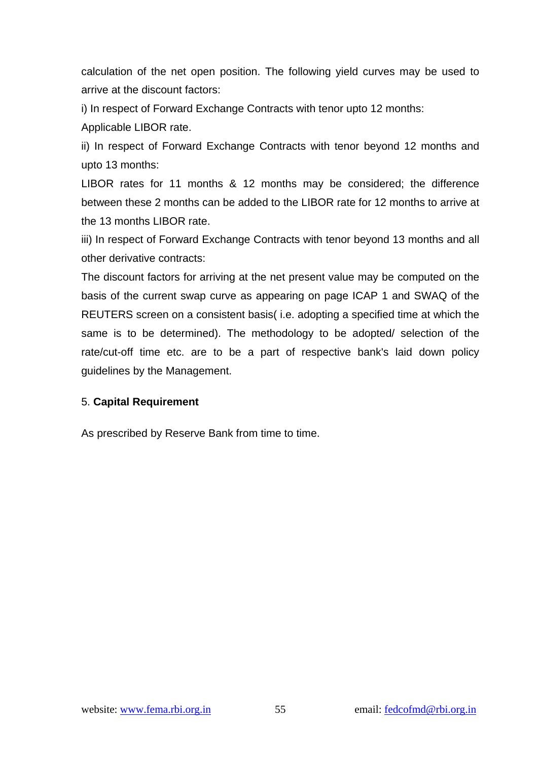calculation of the net open position. The following yield curves may be used to arrive at the discount factors:

i) In respect of Forward Exchange Contracts with tenor upto 12 months:

Applicable LIBOR rate.

ii) In respect of Forward Exchange Contracts with tenor beyond 12 months and upto 13 months:

LIBOR rates for 11 months & 12 months may be considered; the difference between these 2 months can be added to the LIBOR rate for 12 months to arrive at the 13 months LIBOR rate.

iii) In respect of Forward Exchange Contracts with tenor beyond 13 months and all other derivative contracts:

The discount factors for arriving at the net present value may be computed on the basis of the current swap curve as appearing on page ICAP 1 and SWAQ of the REUTERS screen on a consistent basis( i.e. adopting a specified time at which the same is to be determined). The methodology to be adopted/ selection of the rate/cut-off time etc. are to be a part of respective bank's laid down policy guidelines by the Management.

5. **Capital Requirement**

As prescribed by Reserve Bank from time to time.